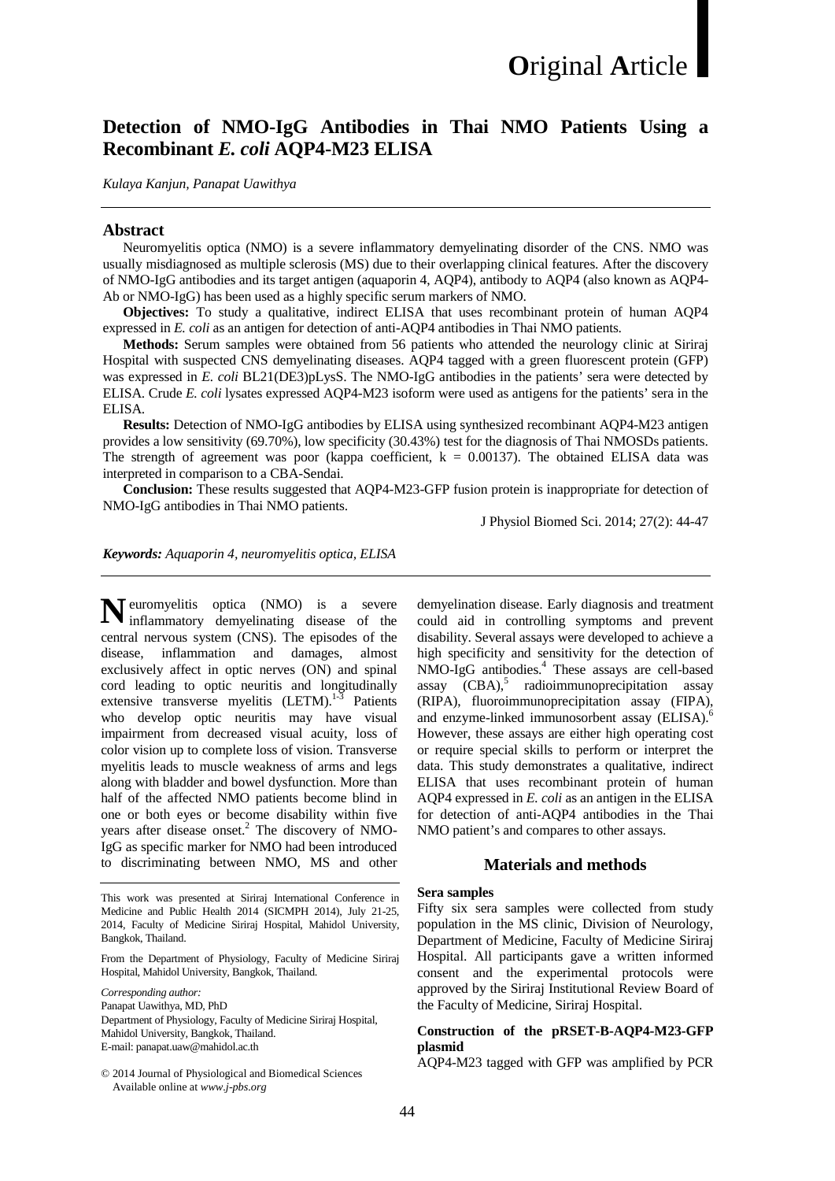Original Article

# Detection of NMO-IgG Antibodies in Thai NMO Patients Using a Recombinant *E. coli* AQP4-M23 ELISA

*Kulaya Kanjun, Panapat Uawithya*

## Abstract

Neuromyelitis optica (NMO) is a severe inflammatory demyelinating disorder of the CNS. NMO was usually misdiagnosed as multiple sclerosis (MS) due to their overlapping clinical features. After the discovery of NMO-IgG antibodies and its target antigen (aquaporin 4, AQP4), antibody to AQP4 (also known as AQP4-Ab or NMO-IgG) has been used as a highly specific serum markers of NMO.

**Objectives:** To study a qualitative, indirect ELISA that uses recombinant protein of human AQP4 expressed in *E. coli* as an antigen for detection of anti-AQP4 antibodies in Thai NMO patients.

**Methods:** Serum samples were obtained from 56 patients who attended the neurology clinic at Siriraj Hospital with suspected CNS demyelinating diseases. AQP4 tagged with a green fluorescent protein (GFP) was expressed in *E. coli* BL21(DE3)pLysS. The NMO-IgG antibodies in the patients' sera were detected by ELISA. Crude *E. coli* lysates expressed AQP4-M23 isoform were used as antigens for the patients' sera in the ELISA.

**Results:** Detection of NMO-IgG antibodies by ELISA using synthesized recombinant AQP4-M23 antigen provides a low sensitivity (69.70%), low specificity (30.43%) test for the diagnosis of Thai NMOSDs patients. The strength of agreement was poor (kappa coefficient, $k = 0.00137$). The obtained ELISA data was interpreted in comparison to a CBA-Sendai.

**Conclusion:** These results suggested that AQP4-M23-GFP fusion protein is inappropriate for detection of NMO-IgG antibodies in Thai NMO patients.

J Physiol Biomed Sci. 2014; 27(2): 44-47

***Keywords:** Aquaporin 4, neuromyelitis optica, ELISA*

---

Neuromyelitis optica (NMO) is a severe inflammatory demyelinating disease of the central nervous system (CNS). The episodes of the disease, inflammation and damages, almost exclusively affect in optic nerves (ON) and spinal cord leading to optic neuritis and longitudinally extensive transverse myelitis (LETM).[1-3] Patients who develop optic neuritis may have visual impairment from decreased visual acuity, loss of color vision up to complete loss of vision. Transverse myelitis leads to muscle weakness of arms and legs along with bladder and bowel dysfunction. More than half of the affected NMO patients become blind in one or both eyes or become disability within five years after disease onset.[2] The discovery of NMO-IgG as specific marker for NMO had been introduced to discriminating between NMO, MS and other demyelination disease. Early diagnosis and treatment could aid in controlling symptoms and prevent disability. Several assays were developed to achieve a high specificity and sensitivity for the detection of NMO-IgG antibodies.[4] These assays are cell-based assay (CBA),[5] radioimmunoprecipitation assay (RIPA), fluoroimmunoprecipitation assay (FIPA), and enzyme-linked immunosorbent assay (ELISA).[6] However, these assays are either high operating cost or require special skills to perform or interpret the data. This study demonstrates a qualitative, indirect ELISA that uses recombinant protein of human AQP4 expressed in *E. coli* as an antigen in the ELISA for detection of anti-AQP4 antibodies in the Thai NMO patient's and compares to other assays.

This work was presented at Siriraj International Conference in Medicine and Public Health 2014 (SICMPH 2014), July 21-25, 2014, Faculty of Medicine Siriraj Hospital, Mahidol University, Bangkok, Thailand.

From the Department of Physiology, Faculty of Medicine Siriraj Hospital, Mahidol University, Bangkok, Thailand.

*Corresponding author:*
Panapat Uawithya, MD, PhD
Department of Physiology, Faculty of Medicine Siriraj Hospital, Mahidol University, Bangkok, Thailand.
E-mail: panapat.uaw@mahidol.ac.th

© 2014 Journal of Physiological and Biomedical Sciences
Available online at *www.j-pbs.org*

## Materials and methods

### Sera samples

Fifty six sera samples were collected from study population in the MS clinic, Division of Neurology, Department of Medicine, Faculty of Medicine Siriraj Hospital. All participants gave a written informed consent and the experimental protocols were approved by the Siriraj Institutional Review Board of the Faculty of Medicine, Siriraj Hospital.

### Construction of the pRSET-B-AQP4-M23-GFP plasmid

AQP4-M23 tagged with GFP was amplified by PCR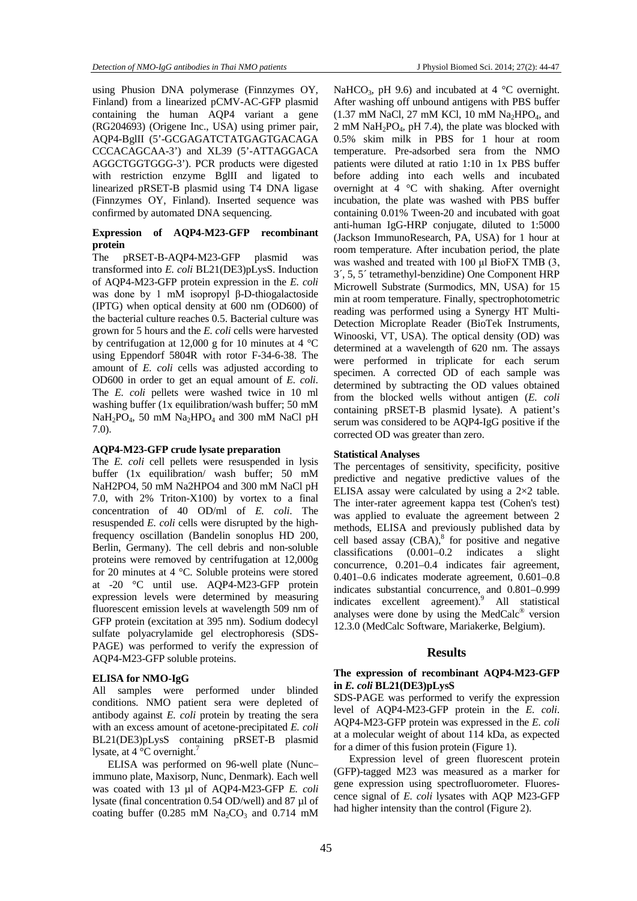using Phusion DNA polymerase (Finnzymes OY, Finland) from a linearized pCMV-AC-GFP plasmid containing the human AQP4 variant a gene (RG204693) (Origene Inc., USA) using primer pair, AQP4-BglII (5'-GCGAGATCTATGAGTGACAGA CCCACAGCAA-3') and XL39 (5'-ATTAGGACA AGGCTGGTGGG-3'). PCR products were digested with restriction enzyme BglII and ligated to linearized pRSET-B plasmid using T4 DNA ligase (Finnzymes OY, Finland). Inserted sequence was confirmed by automated DNA sequencing.

**Expression of AQP4-M23-GFP recombinant protein**

The pRSET-B-AQP4-M23-GFP plasmid was transformed into *E. coli* BL21(DE3)pLysS. Induction of AQP4-M23-GFP protein expression in the *E. coli* was done by 1 mM isopropyl β-D-thiogalactoside (IPTG) when optical density at 600 nm (OD600) of the bacterial culture reaches 0.5. Bacterial culture was grown for 5 hours and the *E. coli* cells were harvested by centrifugation at 12,000 g for 10 minutes at 4 °C using Eppendorf 5804R with rotor F-34-6-38. The amount of *E. coli* cells was adjusted according to OD600 in order to get an equal amount of *E. coli*. The *E. coli* pellets were washed twice in 10 ml washing buffer (1x equilibration/wash buffer; 50 mM $NaH_2PO_4$, 50 mM $Na_2HPO_4$ and 300 mM NaCl pH 7.0).

**AQP4-M23-GFP crude lysate preparation**

The *E. coli* cell pellets were resuspended in lysis buffer (1x equilibration/ wash buffer; 50 mM NaH2PO4, 50 mM Na2HPO4 and 300 mM NaCl pH 7.0, with 2% Triton-X100) by vortex to a final concentration of 40 OD/ml of *E. coli*. The resuspended *E. coli* cells were disrupted by the high-frequency oscillation (Bandelin sonoplus HD 200, Berlin, Germany). The cell debris and non-soluble proteins were removed by centrifugation at 12,000g for 20 minutes at 4 °C. Soluble proteins were stored at -20 °C until use. AQP4-M23-GFP protein expression levels were determined by measuring fluorescent emission levels at wavelength 509 nm of GFP protein (excitation at 395 nm). Sodium dodecyl sulfate polyacrylamide gel electrophoresis (SDS-PAGE) was performed to verify the expression of AQP4-M23-GFP soluble proteins.

**ELISA for NMO-IgG**

All samples were performed under blinded conditions. NMO patient sera were depleted of antibody against *E. coli* protein by treating the sera with an excess amount of acetone-precipitated *E. coli* BL21(DE3)pLysS containing pRSET-B plasmid lysate, at 4 °C overnight.[7]

ELISA was performed on 96-well plate (Nunc–immuno plate, Maxisorp, Nunc, Denmark). Each well was coated with 13 µl of AQP4-M23-GFP *E. coli* lysate (final concentration 0.54 OD/well) and 87 µl of coating buffer (0.285 mM $Na_2CO_3$ and 0.714 mM $NaHCO_3$, pH 9.6) and incubated at 4 °C overnight. After washing off unbound antigens with PBS buffer (1.37 mM NaCl, 27 mM KCl, 10 mM $Na_2HPO_4$, and 2 mM $NaH_2PO_4$, pH 7.4), the plate was blocked with 0.5% skim milk in PBS for 1 hour at room temperature. Pre-adsorbed sera from the NMO patients were diluted at ratio 1:10 in 1x PBS buffer before adding into each wells and incubated overnight at 4 °C with shaking. After overnight incubation, the plate was washed with PBS buffer containing 0.01% Tween-20 and incubated with goat anti-human IgG-HRP conjugate, diluted to 1:5000 (Jackson ImmunoResearch, PA, USA) for 1 hour at room temperature. After incubation period, the plate was washed and treated with 100 µl BioFX TMB (3, 3´, 5, 5´ tetramethyl-benzidine) One Component HRP Microwell Substrate (Surmodics, MN, USA) for 15 min at room temperature. Finally, spectrophotometric reading was performed using a Synergy HT Multi-Detection Microplate Reader (BioTek Instruments, Winooski, VT, USA). The optical density (OD) was determined at a wavelength of 620 nm. The assays were performed in triplicate for each serum specimen. A corrected OD of each sample was determined by subtracting the OD values obtained from the blocked wells without antigen (*E. coli* containing pRSET-B plasmid lysate). A patient's serum was considered to be AQP4-IgG positive if the corrected OD was greater than zero.

**Statistical Analyses**

The percentages of sensitivity, specificity, positive predictive and negative predictive values of the ELISA assay were calculated by using a 2×2 table. The inter-rater agreement kappa test (Cohen's test) was applied to evaluate the agreement between 2 methods, ELISA and previously published data by cell based assay (CBA),[8] for positive and negative classifications (0.001–0.2 indicates a slight concurrence, 0.201–0.4 indicates fair agreement, 0.401–0.6 indicates moderate agreement, 0.601–0.8 indicates substantial concurrence, and 0.801–0.999 indicates excellent agreement).[9] All statistical analyses were done by using the MedCalc® version 12.3.0 (MedCalc Software, Mariakerke, Belgium).

## Results

**The expression of recombinant AQP4-M23-GFP in *E. coli* BL21(DE3)pLysS**

SDS-PAGE was performed to verify the expression level of AQP4-M23-GFP protein in the *E. coli*. AQP4-M23-GFP protein was expressed in the *E. coli* at a molecular weight of about 114 kDa, as expected for a dimer of this fusion protein (Figure 1).

Expression level of green fluorescent protein (GFP)-tagged M23 was measured as a marker for gene expression using spectrofluorometer. Fluorescence signal of *E. coli* lysates with AQP M23-GFP had higher intensity than the control (Figure 2).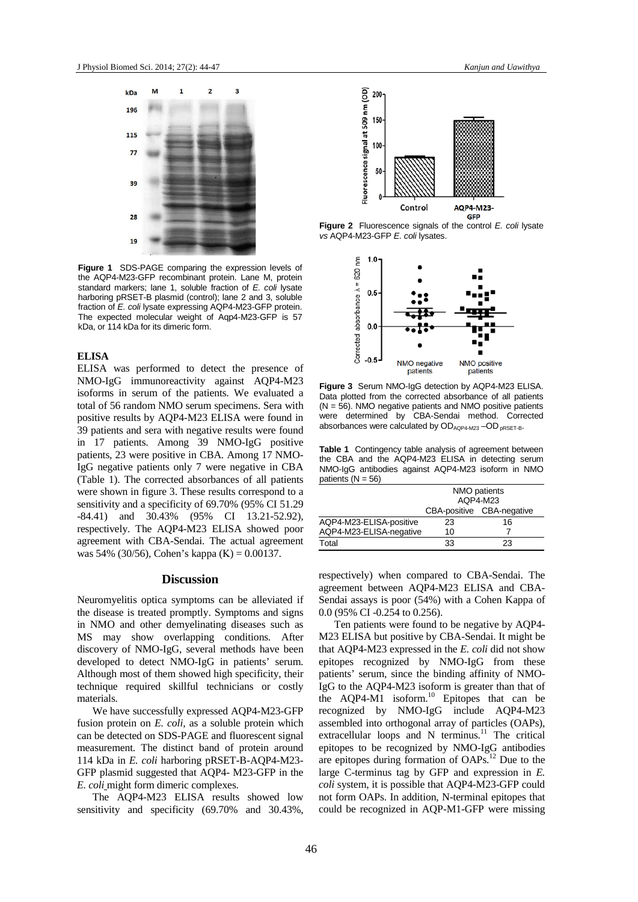**Figure 1** SDS-PAGE comparing the expression levels of the AQP4-M23-GFP recombinant protein. Lane M, protein standard markers; lane 1, soluble fraction of *E. coli* lysate harboring pRSET-B plasmid (control); lane 2 and 3, soluble fraction of *E. coli* lysate expressing AQP4-M23-GFP protein. The expected molecular weight of Aqp4-M23-GFP is 57 kDa, or 114 kDa for its dimeric form.

### ELISA

ELISA was performed to detect the presence of NMO-IgG immunoreactivity against AQP4-M23 isoforms in serum of the patients. We evaluated a total of 56 random NMO serum specimens. Sera with positive results by AQP4-M23 ELISA were found in 39 patients and sera with negative results were found in 17 patients. Among 39 NMO-IgG positive patients, 23 were positive in CBA. Among 17 NMO-IgG negative patients only 7 were negative in CBA (Table 1). The corrected absorbances of all patients were shown in figure 3. These results correspond to a sensitivity and a specificity of 69.70% (95% CI 51.29 -84.41) and 30.43% (95% CI 13.21-52.92), respectively. The AQP4-M23 ELISA showed poor agreement with CBA-Sendai. The actual agreement was 54% (30/56), Cohen's kappa (K) = 0.00137.

**Figure 2** Fluorescence signals of the control *E. coli* lysate *vs* AQP4-M23-GFP *E. coli* lysates.

**Figure 3** Serum NMO-IgG detection by AQP4-M23 ELISA. Data plotted from the corrected absorbance of all patients (N = 56). NMO negative patients and NMO positive patients were determined by CBA-Sendai method. Corrected absorbances were calculated by $OD_{AQP4\text{-}M23} - OD_{pRSET\text{-}B}$.

**Table 1** Contingency table analysis of agreement between the CBA and the AQP4-M23 ELISA in detecting serum NMO-IgG antibodies against AQP4-M23 isoform in NMO patients (N = 56)

| | NMO patients AQP4-M23 | |
|---|---|---|
| | CBA-positive | CBA-negative |
| AQP4-M23-ELISA-positive | 23 | 16 |
| AQP4-M23-ELISA-negative | 10 | 7 |
| Total | 33 | 23 |

## Discussion

Neuromyelitis optica symptoms can be alleviated if the disease is treated promptly. Symptoms and signs in NMO and other demyelinating diseases such as MS may show overlapping conditions. After discovery of NMO-IgG, several methods have been developed to detect NMO-IgG in patients' serum. Although most of them showed high specificity, their technique required skillful technicians or costly materials.

We have successfully expressed AQP4-M23-GFP fusion protein on *E. coli,* as a soluble protein which can be detected on SDS-PAGE and fluorescent signal measurement. The distinct band of protein around 114 kDa in *E. coli* harboring pRSET-B-AQP4-M23-GFP plasmid suggested that AQP4- M23-GFP in the *E. coli* might form dimeric complexes.

The AQP4-M23 ELISA results showed low sensitivity and specificity (69.70% and 30.43%, respectively) when compared to CBA-Sendai. The agreement between AQP4-M23 ELISA and CBA-Sendai assays is poor (54%) with a Cohen Kappa of 0.0 (95% CI -0.254 to 0.256).

Ten patients were found to be negative by AQP4-M23 ELISA but positive by CBA-Sendai. It might be that AQP4-M23 expressed in the *E. coli* did not show epitopes recognized by NMO-IgG from these patients' serum, since the binding affinity of NMO-IgG to the AQP4-M23 isoform is greater than that of the AQP4-M1 isoform.[10] Epitopes that can be recognized by NMO-IgG include AQP4-M23 assembled into orthogonal array of particles (OAPs), extracellular loops and N terminus.[11] The critical epitopes to be recognized by NMO-IgG antibodies are epitopes during formation of OAPs.[12] Due to the large C-terminus tag by GFP and expression in *E. coli* system, it is possible that AQP4-M23-GFP could not form OAPs. In addition, N-terminal epitopes that could be recognized in AQP-M1-GFP were missing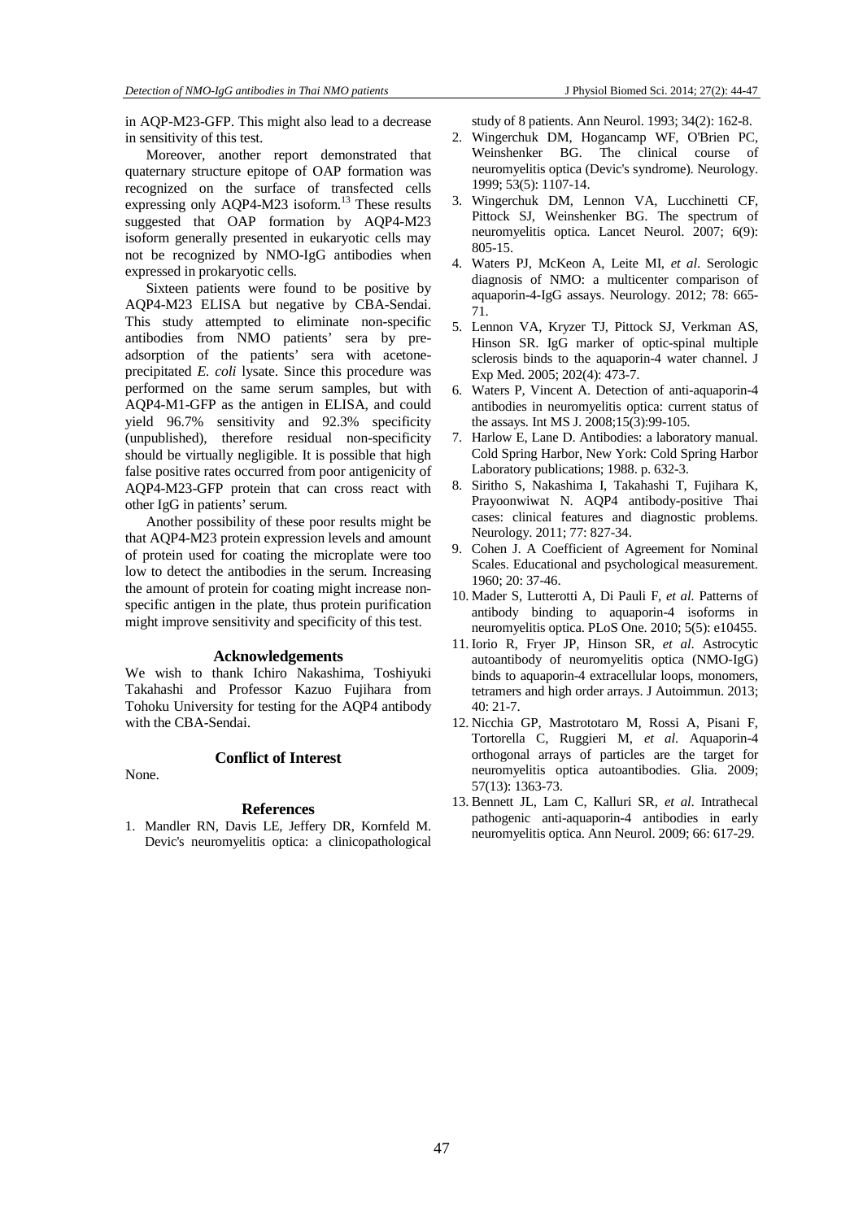in AQP-M23-GFP. This might also lead to a decrease in sensitivity of this test.

Moreover, another report demonstrated that quaternary structure epitope of OAP formation was recognized on the surface of transfected cells expressing only AQP4-M23 isoform.[13] These results suggested that OAP formation by AQP4-M23 isoform generally presented in eukaryotic cells may not be recognized by NMO-IgG antibodies when expressed in prokaryotic cells.

Sixteen patients were found to be positive by AQP4-M23 ELISA but negative by CBA-Sendai. This study attempted to eliminate non-specific antibodies from NMO patients' sera by pre-adsorption of the patients' sera with acetone-precipitated *E. coli* lysate. Since this procedure was performed on the same serum samples, but with AQP4-M1-GFP as the antigen in ELISA, and could yield 96.7% sensitivity and 92.3% specificity (unpublished), therefore residual non-specificity should be virtually negligible. It is possible that high false positive rates occurred from poor antigenicity of AQP4-M23-GFP protein that can cross react with other IgG in patients' serum.

Another possibility of these poor results might be that AQP4-M23 protein expression levels and amount of protein used for coating the microplate were too low to detect the antibodies in the serum. Increasing the amount of protein for coating might increase non-specific antigen in the plate, thus protein purification might improve sensitivity and specificity of this test.

## Acknowledgements

We wish to thank Ichiro Nakashima, Toshiyuki Takahashi and Professor Kazuo Fujihara from Tohoku University for testing for the AQP4 antibody with the CBA-Sendai.

## Conflict of Interest

None.

## References

1. Mandler RN, Davis LE, Jeffery DR, Kornfeld M. Devic's neuromyelitis optica: a clinicopathological study of 8 patients. Ann Neurol. 1993; 34(2): 162-8.
2. Wingerchuk DM, Hogancamp WF, O'Brien PC, Weinshenker BG. The clinical course of neuromyelitis optica (Devic's syndrome). Neurology. 1999; 53(5): 1107-14.
3. Wingerchuk DM, Lennon VA, Lucchinetti CF, Pittock SJ, Weinshenker BG. The spectrum of neuromyelitis optica. Lancet Neurol. 2007; 6(9): 805-15.
4. Waters PJ, McKeon A, Leite MI, *et al*. Serologic diagnosis of NMO: a multicenter comparison of aquaporin-4-IgG assays. Neurology. 2012; 78: 665-71.
5. Lennon VA, Kryzer TJ, Pittock SJ, Verkman AS, Hinson SR. IgG marker of optic-spinal multiple sclerosis binds to the aquaporin-4 water channel. J Exp Med. 2005; 202(4): 473-7.
6. Waters P, Vincent A. Detection of anti-aquaporin-4 antibodies in neuromyelitis optica: current status of the assays. Int MS J. 2008;15(3):99-105.
7. Harlow E, Lane D. Antibodies: a laboratory manual. Cold Spring Harbor, New York: Cold Spring Harbor Laboratory publications; 1988. p. 632-3.
8. Siritho S, Nakashima I, Takahashi T, Fujihara K, Prayoonwiwat N. AQP4 antibody-positive Thai cases: clinical features and diagnostic problems. Neurology. 2011; 77: 827-34.
9. Cohen J. A Coefficient of Agreement for Nominal Scales. Educational and psychological measurement. 1960; 20: 37-46.
10. Mader S, Lutterotti A, Di Pauli F, *et al*. Patterns of antibody binding to aquaporin-4 isoforms in neuromyelitis optica. PLoS One. 2010; 5(5): e10455.
11. Iorio R, Fryer JP, Hinson SR, *et al*. Astrocytic autoantibody of neuromyelitis optica (NMO-IgG) binds to aquaporin-4 extracellular loops, monomers, tetramers and high order arrays. J Autoimmun. 2013; 40: 21-7.
12. Nicchia GP, Mastrototaro M, Rossi A, Pisani F, Tortorella C, Ruggieri M, *et al*. Aquaporin-4 orthogonal arrays of particles are the target for neuromyelitis optica autoantibodies. Glia. 2009; 57(13): 1363-73.
13. Bennett JL, Lam C, Kalluri SR, *et al*. Intrathecal pathogenic anti-aquaporin-4 antibodies in early neuromyelitis optica. Ann Neurol. 2009; 66: 617-29.